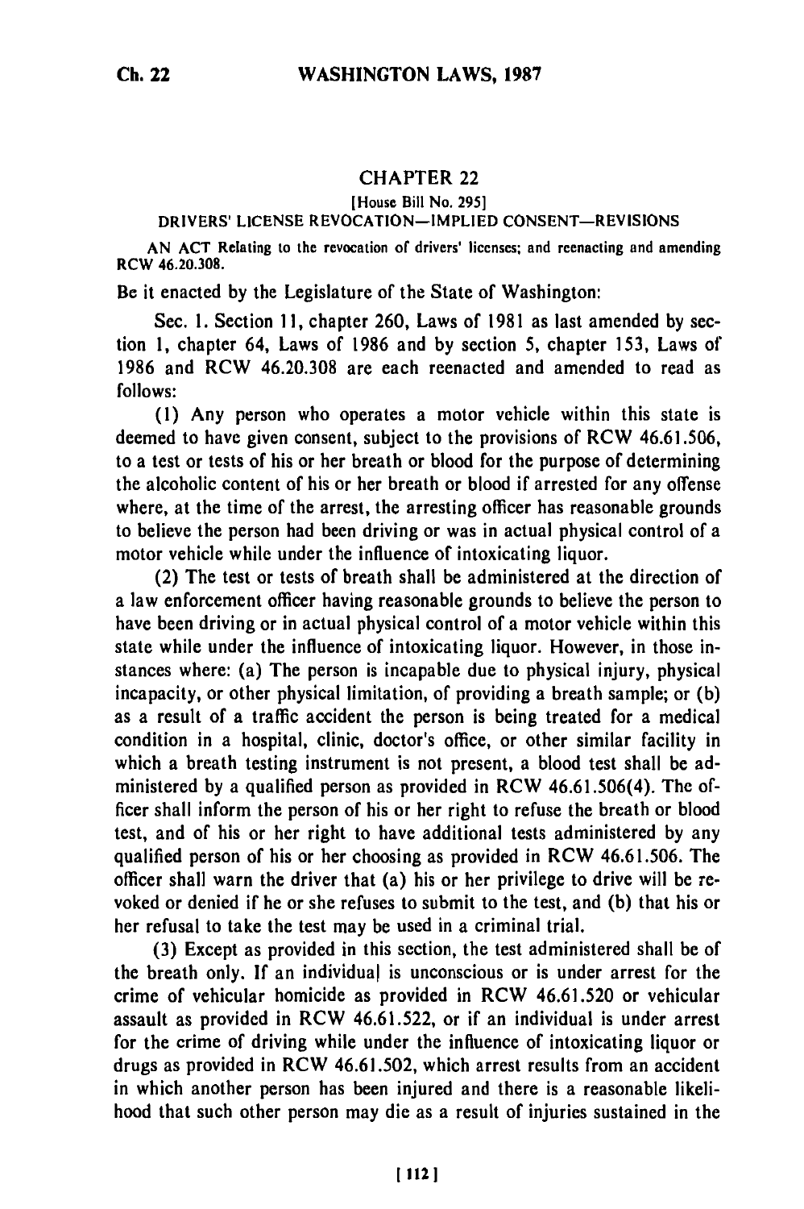# CHAPTER 22

[House Bill No. 295]

DRIVERS' LICENSE REVOCATION—IMPLIED CONSENT—REVISIONS

AN ACT Relating to the revocation of drivers' licenses; and reenacting and amending RCW 46.20.308.

Be it enacted by the Legislature of the State of Washington:

Sec. 1. Section 11, chapter 260, Laws of 1981 as last amended by section 1, chapter 64, Laws of 1986 and by section 5, chapter 153, Laws of 1986 and RCW 46.20.308 are each reenacted and amended to read as follows:

(1) Any person who operates a motor vehicle within this state is deemed to have given consent, subject to the provisions of RCW 46.61.506, to a test or tests of his or her breath or blood for the purpose of determining the alcoholic content of his or her breath or blood if arrested for any offense where, at the time of the arrest, the arresting officer has reasonable grounds to believe the person had been driving or was in actual physical control of a motor vehicle while under the influence of intoxicating liquor.

(2) The test or tests of breath shall be administered at the direction of a law enforcement officer having reasonable grounds to believe the person to have been driving or in actual physical control of a motor vehicle within this state while under the influence of intoxicating liquor. However, in those instances where: (a) The person is incapable due to physical injury, physical incapacity, or other physical limitation, of providing a breath sample; or (b) as a result of a traffic accident the person is being treated for a medical condition in a hospital, clinic, doctor's office, or other similar facility in which a breath testing instrument is not present, a blood test shall be administered by a qualified person as provided in RCW 46.61.506(4). The officer shall inform the person of his or her right to refuse the breath or blood test, and of his or her right to have additional tests administered by any qualified person of his or her choosing as provided in RCW 46.61.506. The officer shall warn the driver that (a) his or her privilege to drive will be revoked or denied if he or she refuses to submit to the test, and (b) that his or her refusal to take the test may be used in a criminal trial.

(3) Except as provided in this section, the test administered shall be of the breath only. If an individual is unconscious or is under arrest for the crime of vehicular homicide as provided in RCW 46.61.520 or vehicular assault as provided in RCW 46.61.522, or if an individual is under arrest for the crime of driving while under the influence of intoxicating liquor or drugs as provided in RCW 46.61.502, which arrest results from an accident in which another person has been injured and there is a reasonable likelihood that such other person may die as a result of injuries sustained in the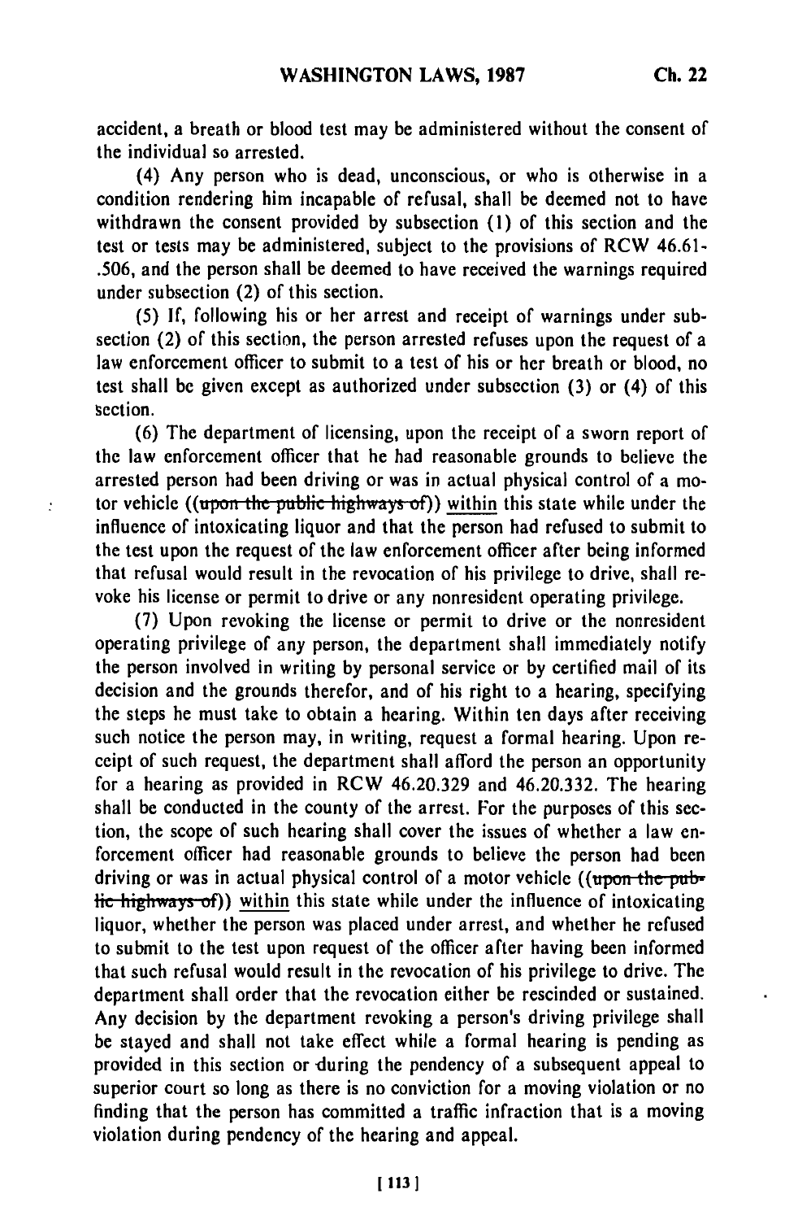accident, a breath or blood test may be administered without the consent of the individual so arrested.

(4) Any person who is dead, unconscious, or who is otherwise in a condition rendering him incapable of refusal, shall be deemed not to have withdrawn the consent provided by subsection (1) of this section and the test or tests may be administered, subject to the provisions of RCW 46.61-.506, and the person shall be deemed to have received the warnings required under subsection (2) of this section.

(5) If, following his or her arrest and receipt of warnings under subsection (2) of this section, the person arrested refuses upon the request of a law enforcement officer to submit to a test of his or her breath or blood, no test shall be given except as authorized under subsection (3) or (4) of this section.

(6) The department of licensing, upon the receipt of a sworn report of the law enforcement officer that he had reasonable grounds to believe the arrested person had been driving or was in actual physical control of a motor vehicle ((~~upon the public highways of~~)) <u>within</u> this state while under the influence of intoxicating liquor and that the person had refused to submit to the test upon the request of the law enforcement officer after being informed that refusal would result in the revocation of his privilege to drive, shall revoke his license or permit to drive or any nonresident operating privilege.

(7) Upon revoking the license or permit to drive or the nonresident operating privilege of any person, the department shall immediately notify the person involved in writing by personal service or by certified mail of its decision and the grounds therefor, and of his right to a hearing, specifying the steps he must take to obtain a hearing. Within ten days after receiving such notice the person may, in writing, request a formal hearing. Upon receipt of such request, the department shall afford the person an opportunity for a hearing as provided in RCW 46.20.329 and 46.20.332. The hearing shall be conducted in the county of the arrest. For the purposes of this section, the scope of such hearing shall cover the issues of whether a law enforcement officer had reasonable grounds to believe the person had been driving or was in actual physical control of a motor vehicle ((~~upon the public highways of~~)) <u>within</u> this state while under the influence of intoxicating liquor, whether the person was placed under arrest, and whether he refused to submit to the test upon request of the officer after having been informed that such refusal would result in the revocation of his privilege to drive. The department shall order that the revocation either be rescinded or sustained. Any decision by the department revoking a person's driving privilege shall be stayed and shall not take effect while a formal hearing is pending as provided in this section or during the pendency of a subsequent appeal to superior court so long as there is no conviction for a moving violation or no finding that the person has committed a traffic infraction that is a moving violation during pendency of the hearing and appeal.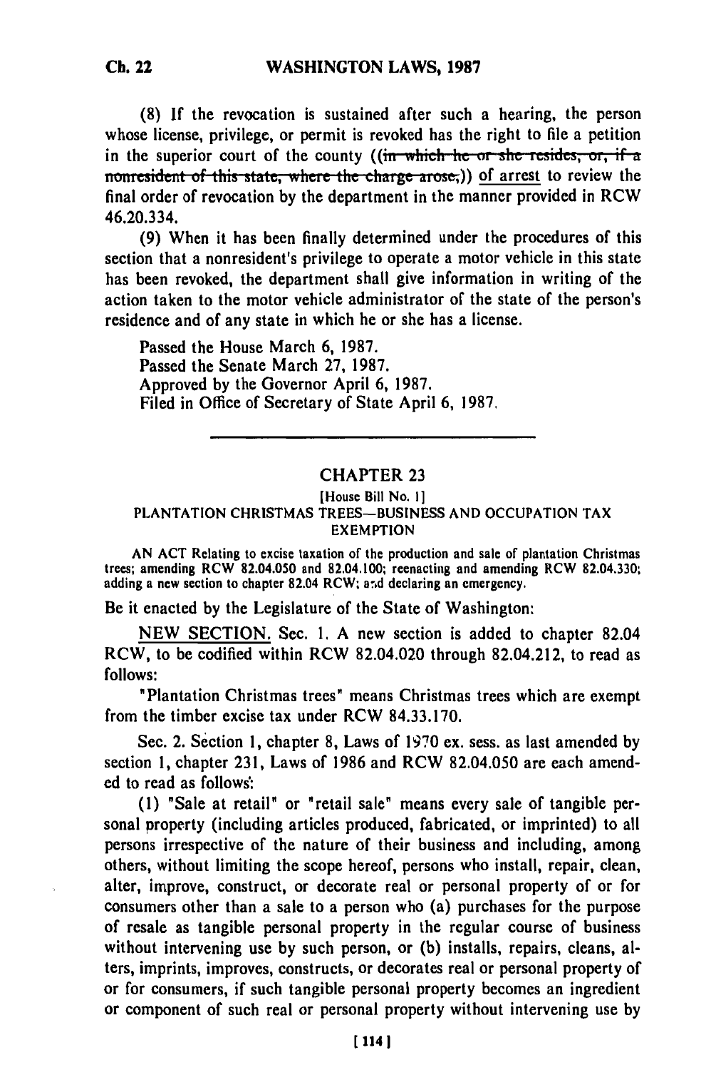(8) If the revocation is sustained after such a hearing, the person whose license, privilege, or permit is revoked has the right to file a petition in the superior court of the county ((~~in which he or she resides, or, if a nonresident of this state, where the charge arose,~~)) of arrest to review the final order of revocation by the department in the manner provided in RCW 46.20.334.

(9) When it has been finally determined under the procedures of this section that a nonresident's privilege to operate a motor vehicle in this state has been revoked, the department shall give information in writing of the action taken to the motor vehicle administrator of the state of the person's residence and of any state in which he or she has a license.

Passed the House March 6, 1987.
Passed the Senate March 27, 1987.
Approved by the Governor April 6, 1987.
Filed in Office of Secretary of State April 6, 1987.

---

## CHAPTER 23

[House Bill No. 1]

### PLANTATION CHRISTMAS TREES—BUSINESS AND OCCUPATION TAX EXEMPTION

AN ACT Relating to excise taxation of the production and sale of plantation Christmas trees; amending RCW 82.04.050 and 82.04.100; reenacting and amending RCW 82.04.330; adding a new section to chapter 82.04 RCW; and declaring an emergency.

Be it enacted by the Legislature of the State of Washington:

NEW SECTION. Sec. 1. A new section is added to chapter 82.04 RCW, to be codified within RCW 82.04.020 through 82.04.212, to read as follows:

"Plantation Christmas trees" means Christmas trees which are exempt from the timber excise tax under RCW 84.33.170.

Sec. 2. Section 1, chapter 8, Laws of 1970 ex. sess. as last amended by section 1, chapter 231, Laws of 1986 and RCW 82.04.050 are each amended to read as follows:

(1) "Sale at retail" or "retail sale" means every sale of tangible personal property (including articles produced, fabricated, or imprinted) to all persons irrespective of the nature of their business and including, among others, without limiting the scope hereof, persons who install, repair, clean, alter, improve, construct, or decorate real or personal property of or for consumers other than a sale to a person who (a) purchases for the purpose of resale as tangible personal property in the regular course of business without intervening use by such person, or (b) installs, repairs, cleans, alters, imprints, improves, constructs, or decorates real or personal property of or for consumers, if such tangible personal property becomes an ingredient or component of such real or personal property without intervening use by